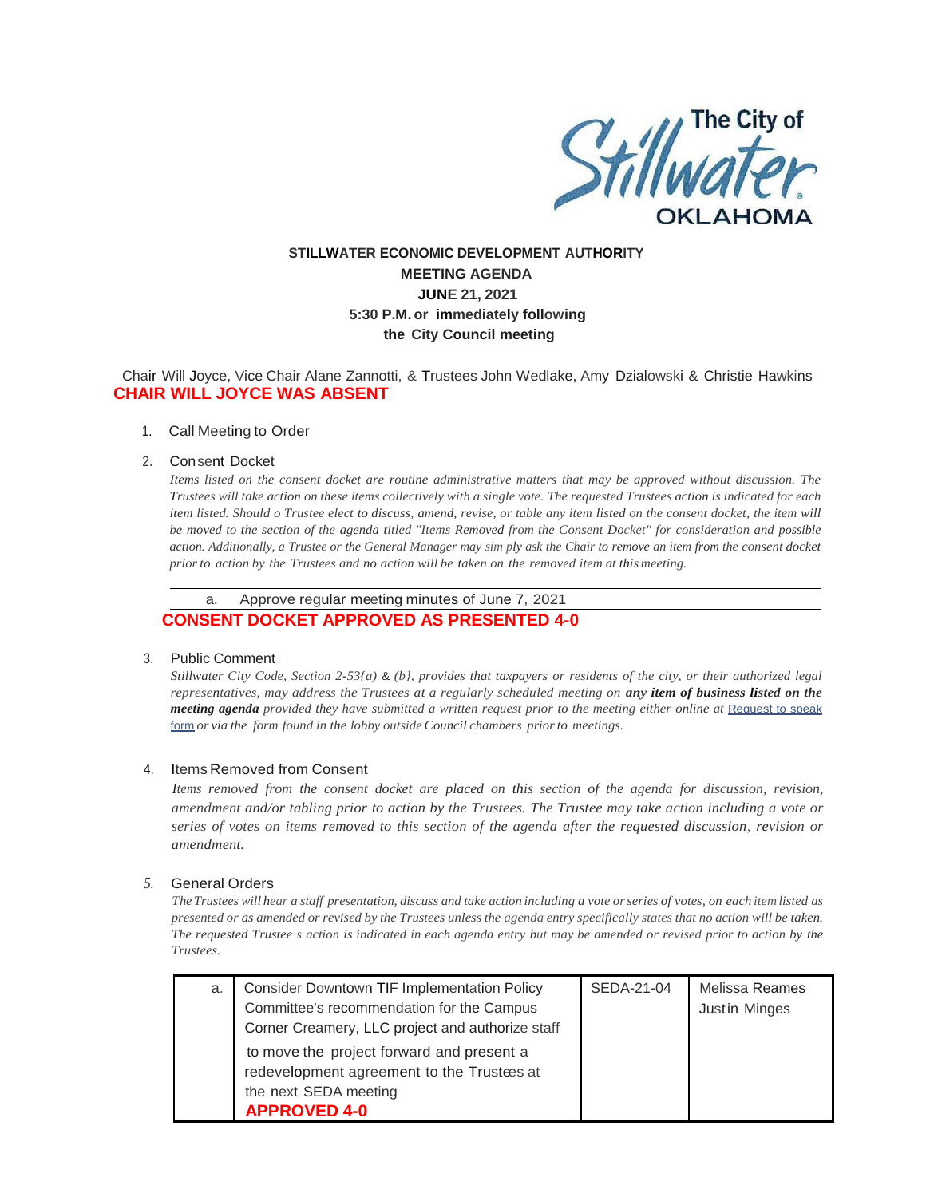The City of Stillwater OKLAHOMA

**STILLWATER ECONOMIC DEVELOPMENT AUTHORITY**
**MEETING AGENDA**
**JUNE 21, 2021**
**5:30 P.M. or immediately following**
**the City Council meeting**

Chair Will Joyce, Vice Chair Alane Zannotti, & Trustees John Wedlake, Amy Dzialowski & Christie Hawkins

**CHAIR WILL JOYCE WAS ABSENT**

1. Call Meeting to Order

2. Consent Docket

   *Items listed on the consent docket are routine administrative matters that may be approved without discussion. The Trustees will take action on these items collectively with a single vote. The requested Trustees action is indicated for each item listed. Should o Trustee elect to discuss, amend, revise, or table any item listed on the consent docket, the item will be moved to the section of the agenda titled "Items Removed from the Consent Docket" for consideration and possible action. Additionally, a Trustee or the General Manager may sim ply ask the Chair to remove an item from the consent docket prior to action by the Trustees and no action will be taken on the removed item at this meeting.*

   a. Approve regular meeting minutes of June 7, 2021

   **CONSENT DOCKET APPROVED AS PRESENTED 4-0**

3. Public Comment

   *Stillwater City Code, Section 2-53{a) & (b}, provides that taxpayers or residents of the city, or their authorized legal representatives, may address the Trustees at a regularly scheduled meeting on* ***any item of business listed on the meeting agenda*** *provided they have submitted a written request prior to the meeting either online at* Request to speak form *or via the form found in the lobby outside Council chambers prior to meetings.*

4. Items Removed from Consent

   *Items removed from the consent docket are placed on this section of the agenda for discussion, revision, amendment and/or tabling prior to action by the Trustees. The Trustee may take action including a vote or series of votes on items removed to this section of the agenda after the requested discussion, revision or amendment.*

5. General Orders

   *The Trustees will hear a staff presentation, discuss and take action including a vote or series of votes, on each item listed as presented or as amended or revised by the Trustees unless the agenda entry specifically states that no action will be taken. The requested Trustee s action is indicated in each agenda entry but may be amended or revised prior to action by the Trustees.*

| | | | |
|---|---|---|---|
| a. | Consider Downtown TIF Implementation Policy Committee's recommendation for the Campus Corner Creamery, LLC project and authorize staff to move the project forward and present a redevelopment agreement to the Trustees at the next SEDA meeting<br>**APPROVED 4-0** | SEDA-21-04 | Melissa Reames<br>Justin Minges |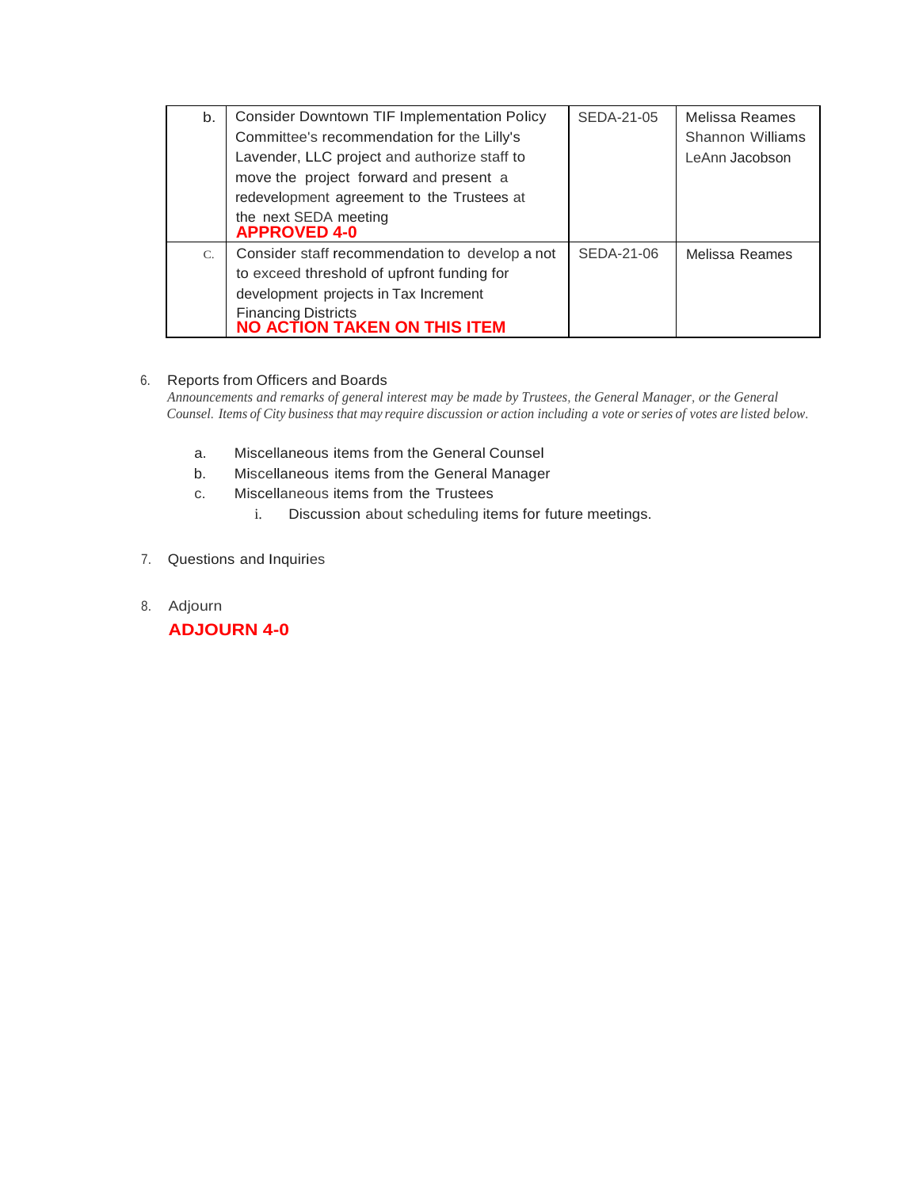| | | | |
|---|---|---|---|
| b. | Consider Downtown TIF Implementation Policy Committee's recommendation for the Lilly's Lavender, LLC project and authorize staff to move the project forward and present a redevelopment agreement to the Trustees at the next SEDA meeting<br>**APPROVED 4-0** | SEDA-21-05 | Melissa Reames<br>Shannon Williams<br>LeAnn Jacobson |
| C. | Consider staff recommendation to develop a not to exceed threshold of upfront funding for development projects in Tax Increment Financing Districts<br>**NO ACTION TAKEN ON THIS ITEM** | SEDA-21-06 | Melissa Reames |

6. Reports from Officers and Boards

   *Announcements and remarks of general interest may be made by Trustees, the General Manager, or the General Counsel. Items of City business that may require discussion or action including a vote or series of votes are listed below.*

   a. Miscellaneous items from the General Counsel
   b. Miscellaneous items from the General Manager
   c. Miscellaneous items from the Trustees
      i. Discussion about scheduling items for future meetings.

7. Questions and Inquiries

8. Adjourn

   **ADJOURN 4-0**